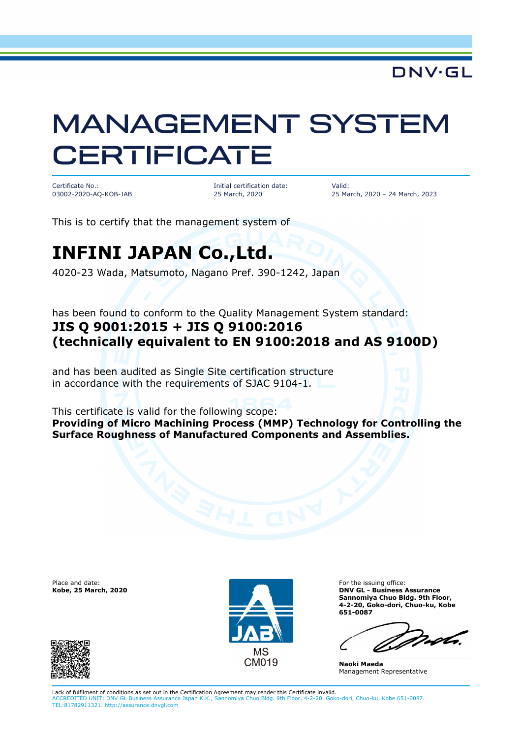DNV·GL

# MANAGEMENT SYSTEM CERTIFICATE

Certificate No.:
03002-2020-AQ-KOB-JAB

Initial certification date:
25 March, 2020

Valid:
25 March, 2020 – 24 March, 2023

This is to certify that the management system of

## INFINI JAPAN Co.,Ltd.

4020-23 Wada, Matsumoto, Nagano Pref. 390-1242, Japan

has been found to conform to the Quality Management System standard:

**JIS Q 9001:2015 + JIS Q 9100:2016**
**(technically equivalent to EN 9100:2018 and AS 9100D)**

and has been audited as Single Site certification structure
in accordance with the requirements of SJAC 9104-1.

This certificate is valid for the following scope:
**Providing of Micro Machining Process (MMP) Technology for Controlling the Surface Roughness of Manufactured Components and Assemblies.**

Place and date:
**Kobe, 25 March, 2020**

JAB
MS
CM019

For the issuing office:
**DNV GL - Business Assurance**
**Sannomiya Chuo Bldg. 9th Floor,**
**4-2-20, Goko-dori, Chuo-ku, Kobe**
**651-0087**

**Naoki Maeda**
Management Representative

Lack of fulfilment of conditions as set out in the Certification Agreement may render this Certificate invalid.
ACCREDITED UNIT: DNV GL Business Assurance Japan K.K., Sannomiya Chuo Bldg. 9th Floor, 4-2-20, Goko-dori, Chuo-ku, Kobe 651-0087.
TEL:81782911321. http://assurance.dnvgl.com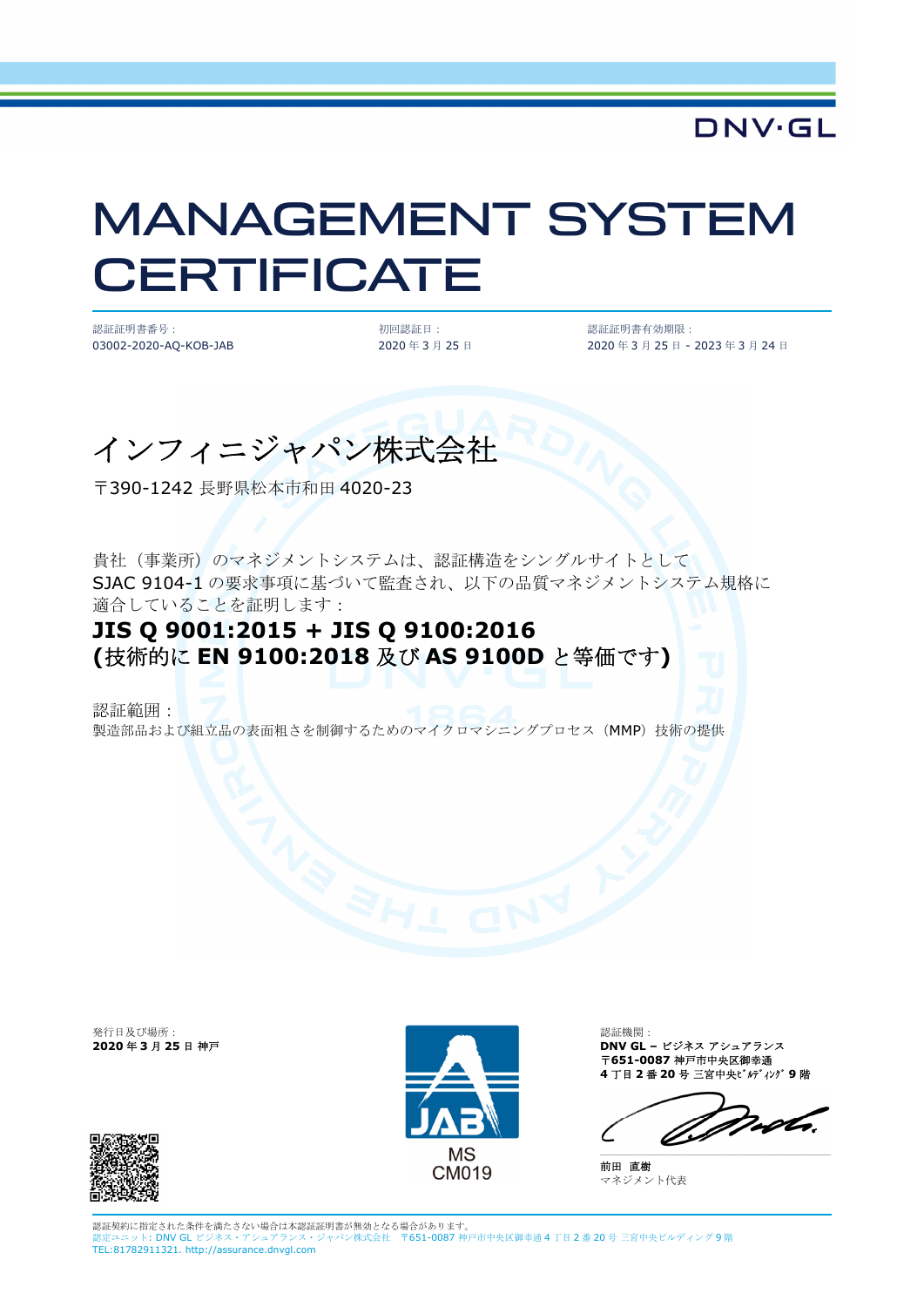DNV·GL

# MANAGEMENT SYSTEM CERTIFICATE

認証証明書番号：
03002-2020-AQ-KOB-JAB

初回認証日：
2020 年 3 月 25 日

認証証明書有効期限：
2020 年 3 月 25 日 - 2023 年 3 月 24 日

## インフィニジャパン株式会社

〒390-1242 長野県松本市和田 4020-23

貴社（事業所）のマネジメントシステムは、認証構造をシングルサイトとして SJAC 9104-1 の要求事項に基づいて監査され、以下の品質マネジメントシステム規格に適合していることを証明します：

**JIS Q 9001:2015 + JIS Q 9100:2016**
**(技術的に EN 9100:2018 及び AS 9100D と等価です)**

認証範囲：
製造部品および組立品の表面粗さを制御するためのマイクロマシニングプロセス（MMP）技術の提供

発行日及び場所：
**2020 年 3 月 25 日 神戸**

JAB
MS
CM019

認証機関：
**DNV GL – ビジネス アシュアランス**
**〒651-0087 神戸市中央区御幸通**
**4 丁目 2 番 20 号 三宮中央ﾋﾞﾙﾃﾞｨﾝｸﾞ 9 階**

前田　直樹
マネジメント代表

認証契約に指定された条件を満たさない場合は本認証証明書が無効となる場合があります。
認定ユニット：DNV GL ビジネス・アシュアランス・ジャパン株式会社　〒651-0087 神戸市中央区御幸通 4 丁目 2 番 20 号 三宮中央ビルディング 9 階
TEL:81782911321. http://assurance.dnvgl.com